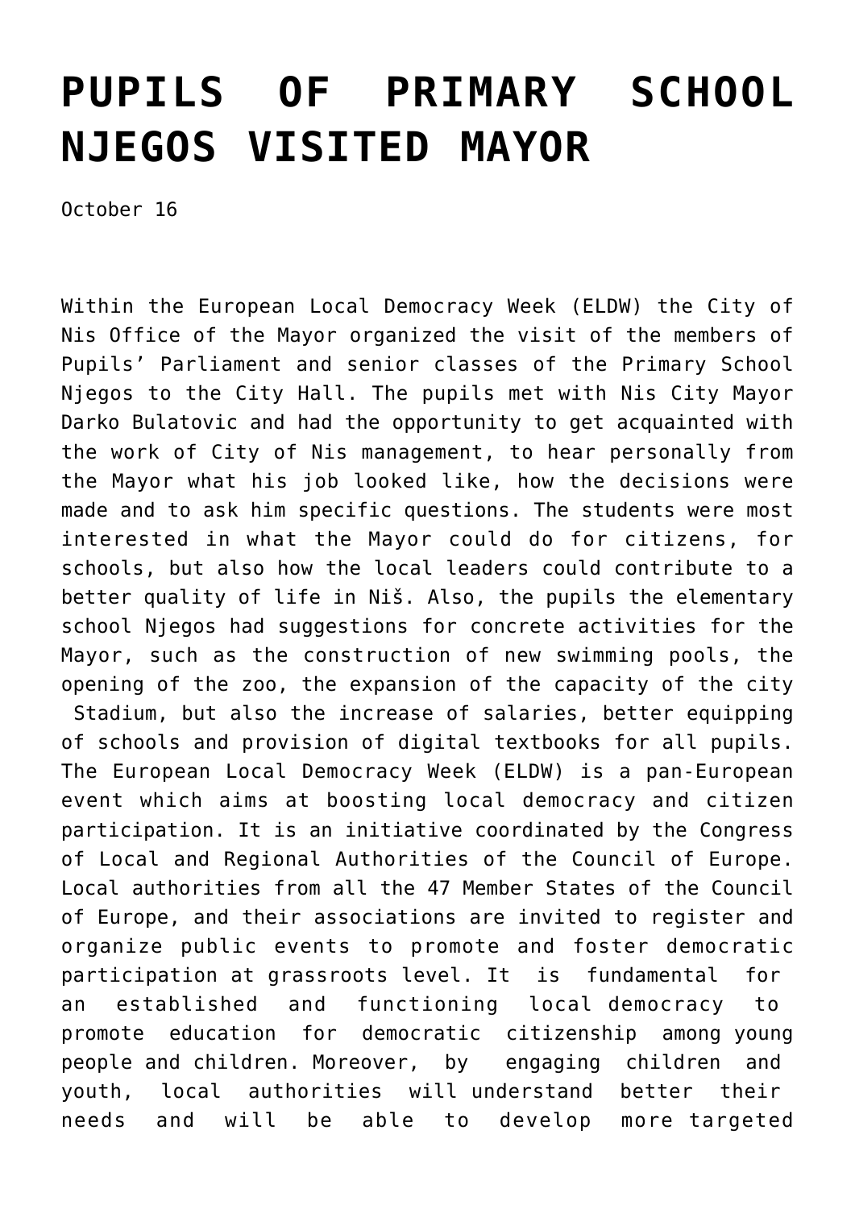# PUPILS OF PRIMARY SCHOOL NJEGOS VISITED MAYOR

October 16

Within the European Local Democracy Week (ELDW) the City of Nis Office of the Mayor organized the visit of the members of Pupils' Parliament and senior classes of the Primary School Njegos to the City Hall. The pupils met with Nis City Mayor Darko Bulatovic and had the opportunity to get acquainted with the work of City of Nis management, to hear personally from the Mayor what his job looked like, how the decisions were made and to ask him specific questions. The students were most interested in what the Mayor could do for citizens, for schools, but also how the local leaders could contribute to a better quality of life in Niš. Also, the pupils the elementary school Njegos had suggestions for concrete activities for the Mayor, such as the construction of new swimming pools, the opening of the zoo, the expansion of the capacity of the city Stadium, but also the increase of salaries, better equipping of schools and provision of digital textbooks for all pupils. The European Local Democracy Week (ELDW) is a pan-European event which aims at boosting local democracy and citizen participation. It is an initiative coordinated by the Congress of Local and Regional Authorities of the Council of Europe. Local authorities from all the 47 Member States of the Council of Europe, and their associations are invited to register and organize public events to promote and foster democratic participation at grassroots level. It is fundamental for an established and functioning local democracy to promote education for democratic citizenship among young people and children. Moreover, by engaging children and youth, local authorities will understand better their needs and will be able to develop more targeted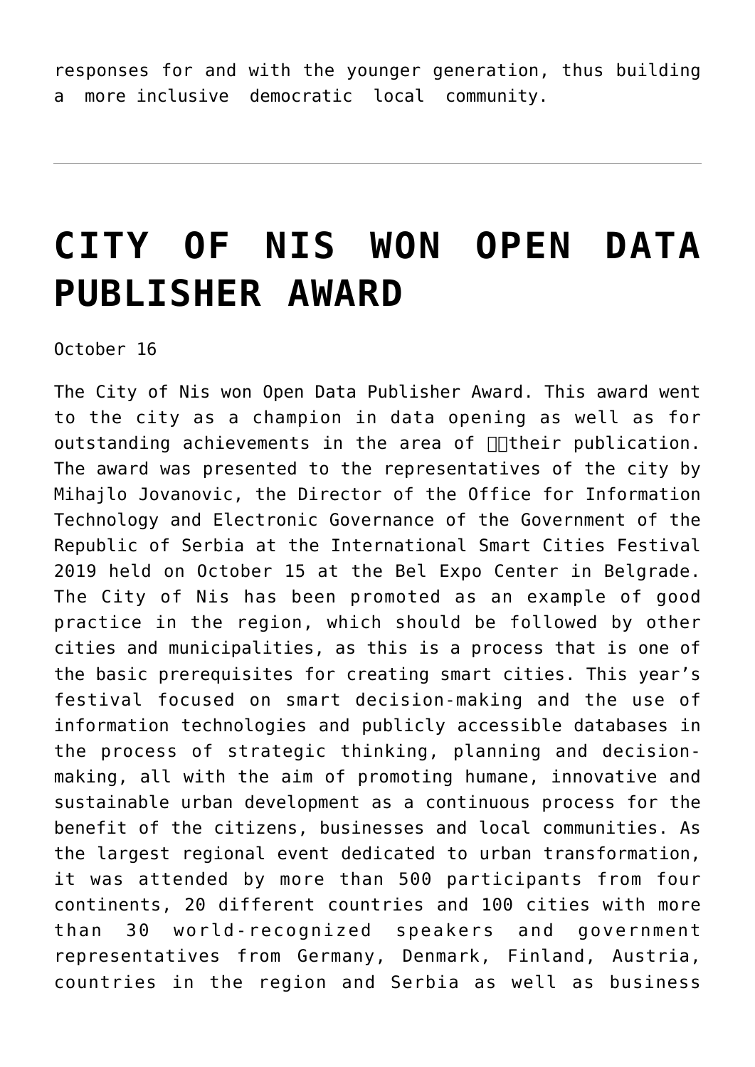responses for and with the younger generation, thus building a more inclusive democratic local community.

---

# CITY OF NIS WON OPEN DATA PUBLISHER AWARD

October 16

The City of Nis won Open Data Publisher Award. This award went to the city as a champion in data opening as well as for outstanding achievements in the area of their publication. The award was presented to the representatives of the city by Mihajlo Jovanovic, the Director of the Office for Information Technology and Electronic Governance of the Government of the Republic of Serbia at the International Smart Cities Festival 2019 held on October 15 at the Bel Expo Center in Belgrade. The City of Nis has been promoted as an example of good practice in the region, which should be followed by other cities and municipalities, as this is a process that is one of the basic prerequisites for creating smart cities. This year's festival focused on smart decision-making and the use of information technologies and publicly accessible databases in the process of strategic thinking, planning and decision-making, all with the aim of promoting humane, innovative and sustainable urban development as a continuous process for the benefit of the citizens, businesses and local communities. As the largest regional event dedicated to urban transformation, it was attended by more than 500 participants from four continents, 20 different countries and 100 cities with more than 30 world-recognized speakers and government representatives from Germany, Denmark, Finland, Austria, countries in the region and Serbia as well as business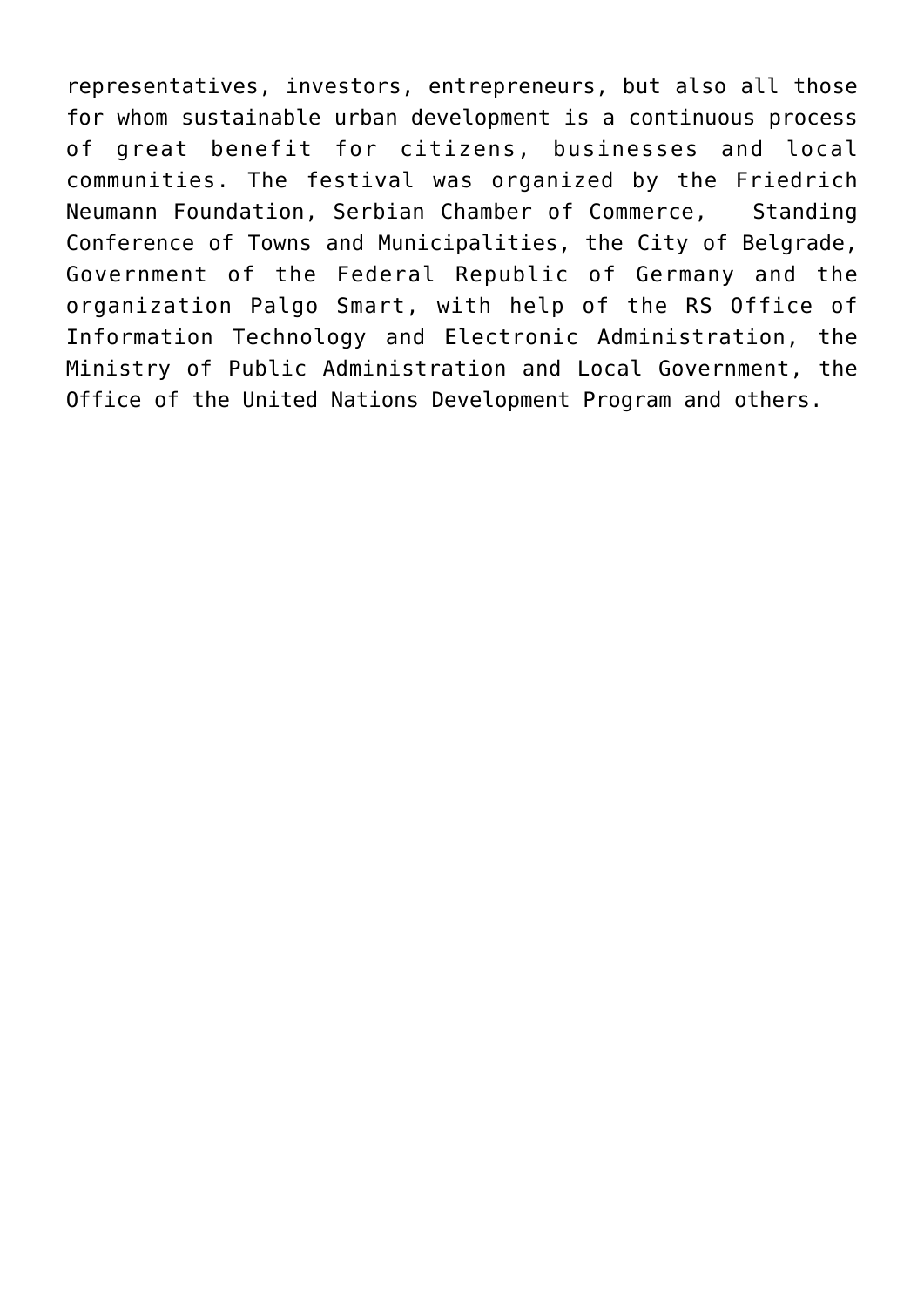representatives, investors, entrepreneurs, but also all those for whom sustainable urban development is a continuous process of great benefit for citizens, businesses and local communities. The festival was organized by the Friedrich Neumann Foundation, Serbian Chamber of Commerce, Standing Conference of Towns and Municipalities, the City of Belgrade, Government of the Federal Republic of Germany and the organization Palgo Smart, with help of the RS Office of Information Technology and Electronic Administration, the Ministry of Public Administration and Local Government, the Office of the United Nations Development Program and others.